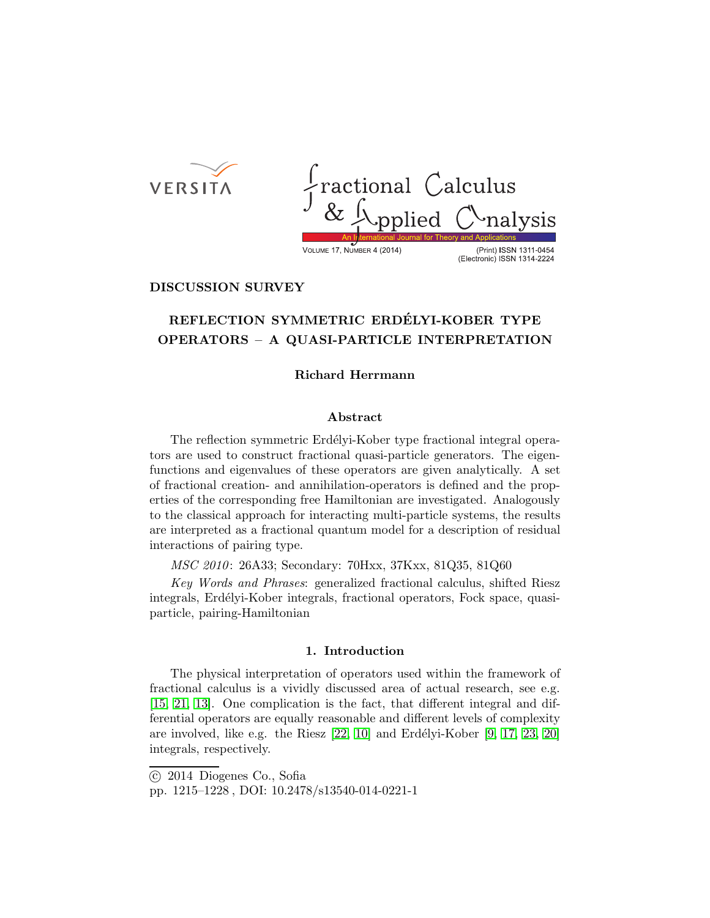DISCUSSION SURVEY

# REFLECTION SYMMETRIC ERDÉLYI-KOBER TYPE OPERATORS – A QUASI-PARTICLE INTERPRETATION

**Richard Herrmann**

## Abstract

The reflection symmetric Erdélyi-Kober type fractional integral operators are used to construct fractional quasi-particle generators. The eigenfunctions and eigenvalues of these operators are given analytically. A set of fractional creation- and annihilation-operators is defined and the properties of the corresponding free Hamiltonian are investigated. Analogously to the classical approach for interacting multi-particle systems, the results are interpreted as a fractional quantum model for a description of residual interactions of pairing type.

*MSC 2010*: 26A33; Secondary: 70Hxx, 37Kxx, 81Q35, 81Q60

*Key Words and Phrases*: generalized fractional calculus, shifted Riesz integrals, Erdélyi-Kober integrals, fractional operators, Fock space, quasi-particle, pairing-Hamiltonian

## 1. Introduction

The physical interpretation of operators used within the framework of fractional calculus is a vividly discussed area of actual research, see e.g. [15, 21, 13]. One complication is the fact, that different integral and differential operators are equally reasonable and different levels of complexity are involved, like e.g. the Riesz [22, 10] and Erdélyi-Kober [9, 17, 23, 20] integrals, respectively.

© 2014 Diogenes Co., Sofia

pp. 1215–1228 , DOI: 10.2478/s13540-014-0221-1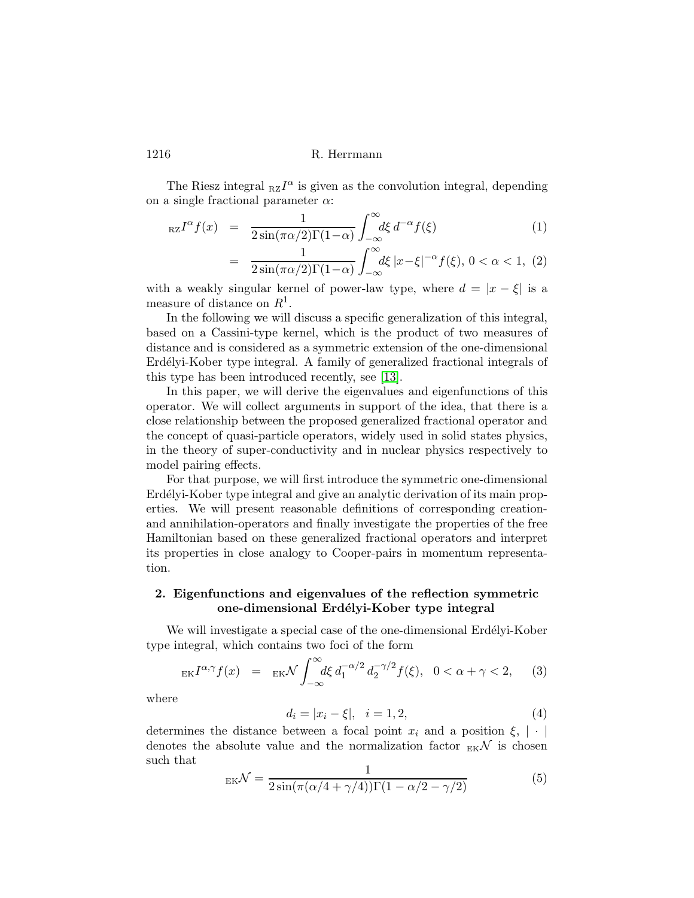The Riesz integral ${}_{\mathrm{RZ}}I^{\alpha}$ is given as the convolution integral, depending on a single fractional parameter $\alpha$:

$$
\begin{aligned}
{}_{\mathrm{RZ}}I^{\alpha} f(x) &= \frac{1}{2\sin(\pi\alpha/2)\Gamma(1-\alpha)} \int_{-\infty}^{\infty} d\xi \, d^{-\alpha} f(\xi) &(1)\\
&= \frac{1}{2\sin(\pi\alpha/2)\Gamma(1-\alpha)} \int_{-\infty}^{\infty} d\xi \, |x-\xi|^{-\alpha} f(\xi), \; 0<\alpha<1, &(2)
\end{aligned}
$$

with a weakly singular kernel of power-law type, where $d = |x-\xi|$ is a measure of distance on $R^1$.

In the following we will discuss a specific generalization of this integral, based on a Cassini-type kernel, which is the product of two measures of distance and is considered as a symmetric extension of the one-dimensional Erdélyi-Kober type integral. A family of generalized fractional integrals of this type has been introduced recently, see [13].

In this paper, we will derive the eigenvalues and eigenfunctions of this operator. We will collect arguments in support of the idea, that there is a close relationship between the proposed generalized fractional operator and the concept of quasi-particle operators, widely used in solid states physics, in the theory of super-conductivity and in nuclear physics respectively to model pairing effects.

For that purpose, we will first introduce the symmetric one-dimensional Erdélyi-Kober type integral and give an analytic derivation of its main properties. We will present reasonable definitions of corresponding creation- and annihilation-operators and finally investigate the properties of the free Hamiltonian based on these generalized fractional operators and interpret its properties in close analogy to Cooper-pairs in momentum representation.

## 2. Eigenfunctions and eigenvalues of the reflection symmetric one-dimensional Erdélyi-Kober type integral

We will investigate a special case of the one-dimensional Erdélyi-Kober type integral, which contains two foci of the form

$$
{}_{\mathrm{EK}}I^{\alpha,\gamma} f(x) \;=\; {}_{\mathrm{EK}}\mathcal{N} \int_{-\infty}^{\infty} d\xi \, d_1^{-\alpha/2} \, d_2^{-\gamma/2} f(\xi), \quad 0<\alpha+\gamma<2, \qquad (3)
$$

where

$$
d_i = |x_i - \xi|, \quad i = 1,2, \qquad (4)
$$

determines the distance between a focal point $x_i$ and a position $\xi$, $|\cdot|$ denotes the absolute value and the normalization factor ${}_{\mathrm{EK}}\mathcal{N}$ is chosen such that

$$
{}_{\mathrm{EK}}\mathcal{N} = \frac{1}{2\sin(\pi(\alpha/4+\gamma/4))\Gamma(1-\alpha/2-\gamma/2)} \qquad (5)
$$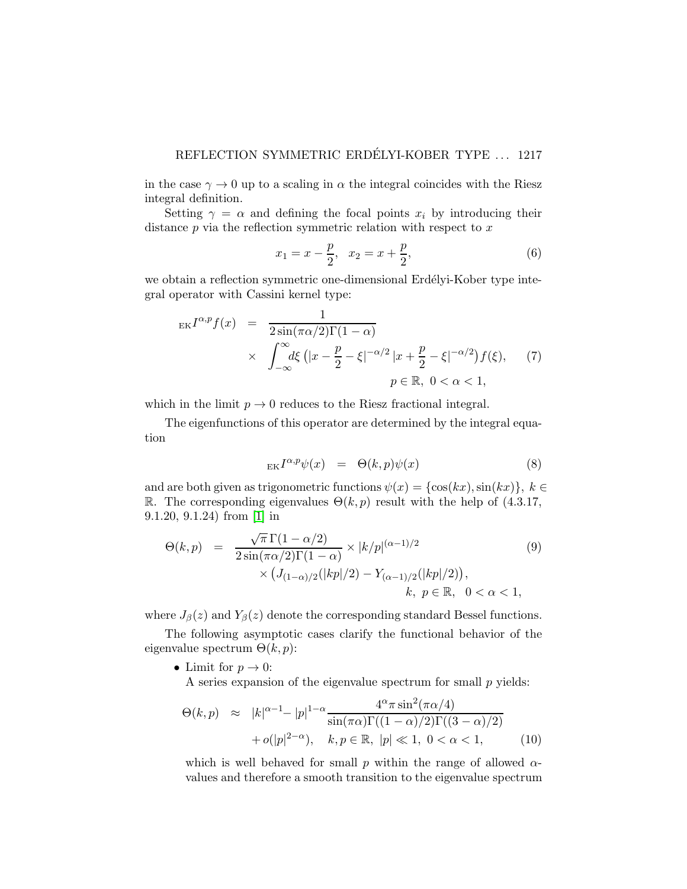in the case $\gamma \to 0$ up to a scaling in $\alpha$ the integral coincides with the Riesz integral definition.

Setting $\gamma = \alpha$ and defining the focal points $x_i$ by introducing their distance $p$ via the reflection symmetric relation with respect to $x$

$$x_1 = x - \frac{p}{2}, \quad x_2 = x + \frac{p}{2}, \tag{6}$$

we obtain a reflection symmetric one-dimensional Erdélyi-Kober type integral operator with Cassini kernel type:

$$\begin{aligned} {}_{\mathrm{EK}}I^{\alpha,p} f(x) &= \frac{1}{2\sin(\pi\alpha/2)\Gamma(1-\alpha)} \\ &\times \int_{-\infty}^{\infty} d\xi \left( |x - \frac{p}{2} - \xi|^{-\alpha/2} \, |x + \frac{p}{2} - \xi|^{-\alpha/2} \right) f(\xi), \qquad (7) \\ &\qquad\qquad p \in \mathbb{R}, \ 0 < \alpha < 1, \end{aligned}$$

which in the limit $p \to 0$ reduces to the Riesz fractional integral.

The eigenfunctions of this operator are determined by the integral equation

$$ {}_{\mathrm{EK}}I^{\alpha,p} \psi(x) = \Theta(k,p) \psi(x) \tag{8}$$

and are both given as trigonometric functions $\psi(x) = \{\cos(kx), \sin(kx)\}$, $k \in \mathbb{R}$. The corresponding eigenvalues $\Theta(k,p)$ result with the help of (4.3.17, 9.1.20, 9.1.24) from [1] in

$$\begin{aligned} \Theta(k,p) &= \frac{\sqrt{\pi}\,\Gamma(1-\alpha/2)}{2\sin(\pi\alpha/2)\Gamma(1-\alpha)} \times |k/p|^{(\alpha-1)/2} \qquad (9) \\ &\quad \times \left( J_{(1-\alpha)/2}(|kp|/2) - Y_{(\alpha-1)/2}(|kp|/2) \right), \\ &\qquad\qquad k, \ p \in \mathbb{R}, \quad 0 < \alpha < 1, \end{aligned}$$

where $J_\beta(z)$ and $Y_\beta(z)$ denote the corresponding standard Bessel functions.

The following asymptotic cases clarify the functional behavior of the eigenvalue spectrum $\Theta(k,p)$:

- Limit for $p \to 0$:
  A series expansion of the eigenvalue spectrum for small $p$ yields:

$$\begin{aligned} \Theta(k,p) &\approx |k|^{\alpha-1} - |p|^{1-\alpha} \frac{4^\alpha \pi \sin^2(\pi\alpha/4)}{\sin(\pi\alpha)\Gamma((1-\alpha)/2)\Gamma((3-\alpha)/2)} \\ &\quad + o(|p|^{2-\alpha}), \quad k, p \in \mathbb{R}, \ |p| \ll 1, \ 0 < \alpha < 1, \qquad (10) \end{aligned}$$

  which is well behaved for small $p$ within the range of allowed $\alpha$-values and therefore a smooth transition to the eigenvalue spectrum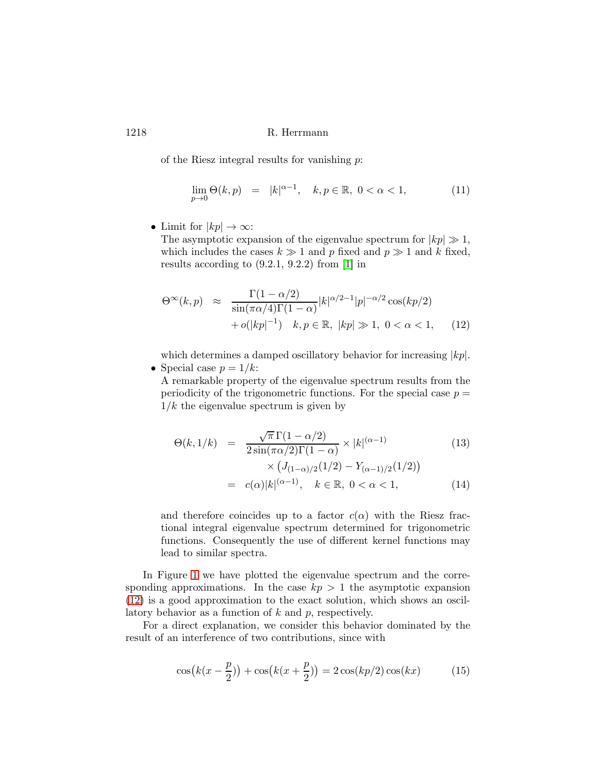of the Riesz integral results for vanishing $p$:

$$
\lim_{p \to 0} \Theta(k,p) \;\; = \;\; |k|^{\alpha-1}, \quad k, p \in \mathbb{R}, \; 0 < \alpha < 1, \tag{11}
$$

- Limit for $|kp| \to \infty$:
  The asymptotic expansion of the eigenvalue spectrum for $|kp| \gg 1$, which includes the cases $k \gg 1$ and $p$ fixed and $p \gg 1$ and $k$ fixed, results according to (9.2.1, 9.2.2) from [1] in

$$
\begin{aligned}
\Theta^{\infty}(k,p) \;\; &\approx \;\; \frac{\Gamma(1-\alpha/2)}{\sin(\pi\alpha/4)\Gamma(1-\alpha)} |k|^{\alpha/2-1} |p|^{-\alpha/2} \cos(kp/2) \\
&\quad + o(|kp|^{-1}) \quad k, p \in \mathbb{R}, \; |kp| \gg 1, \; 0 < \alpha < 1, \qquad (12)
\end{aligned}
$$

  which determines a damped oscillatory behavior for increasing $|kp|$.

- Special case $p = 1/k$:
  A remarkable property of the eigenvalue spectrum results from the periodicity of the trigonometric functions. For the special case $p = 1/k$ the eigenvalue spectrum is given by

$$
\begin{aligned}
\Theta(k, 1/k) \;\; &= \;\; \frac{\sqrt{\pi}\,\Gamma(1-\alpha/2)}{2\sin(\pi\alpha/2)\Gamma(1-\alpha)} \times |k|^{(\alpha-1)} \qquad (13) \\
&\qquad \times \left(J_{(1-\alpha)/2}(1/2) - Y_{(\alpha-1)/2}(1/2)\right) \\
&= \;\; c(\alpha)|k|^{(\alpha-1)}, \quad k \in \mathbb{R}, \; 0 < \alpha < 1, \qquad (14)
\end{aligned}
$$

  and therefore coincides up to a factor $c(\alpha)$ with the Riesz fractional integral eigenvalue spectrum determined for trigonometric functions. Consequently the use of different kernel functions may lead to similar spectra.

In Figure 1 we have plotted the eigenvalue spectrum and the corresponding approximations. In the case $kp > 1$ the asymptotic expansion (12) is a good approximation to the exact solution, which shows an oscillatory behavior as a function of $k$ and $p$, respectively.

For a direct explanation, we consider this behavior dominated by the result of an interference of two contributions, since with

$$
\cos\big(k(x - \frac{p}{2})\big) + \cos\big(k(x + \frac{p}{2})\big) = 2\cos(kp/2)\cos(kx) \tag{15}
$$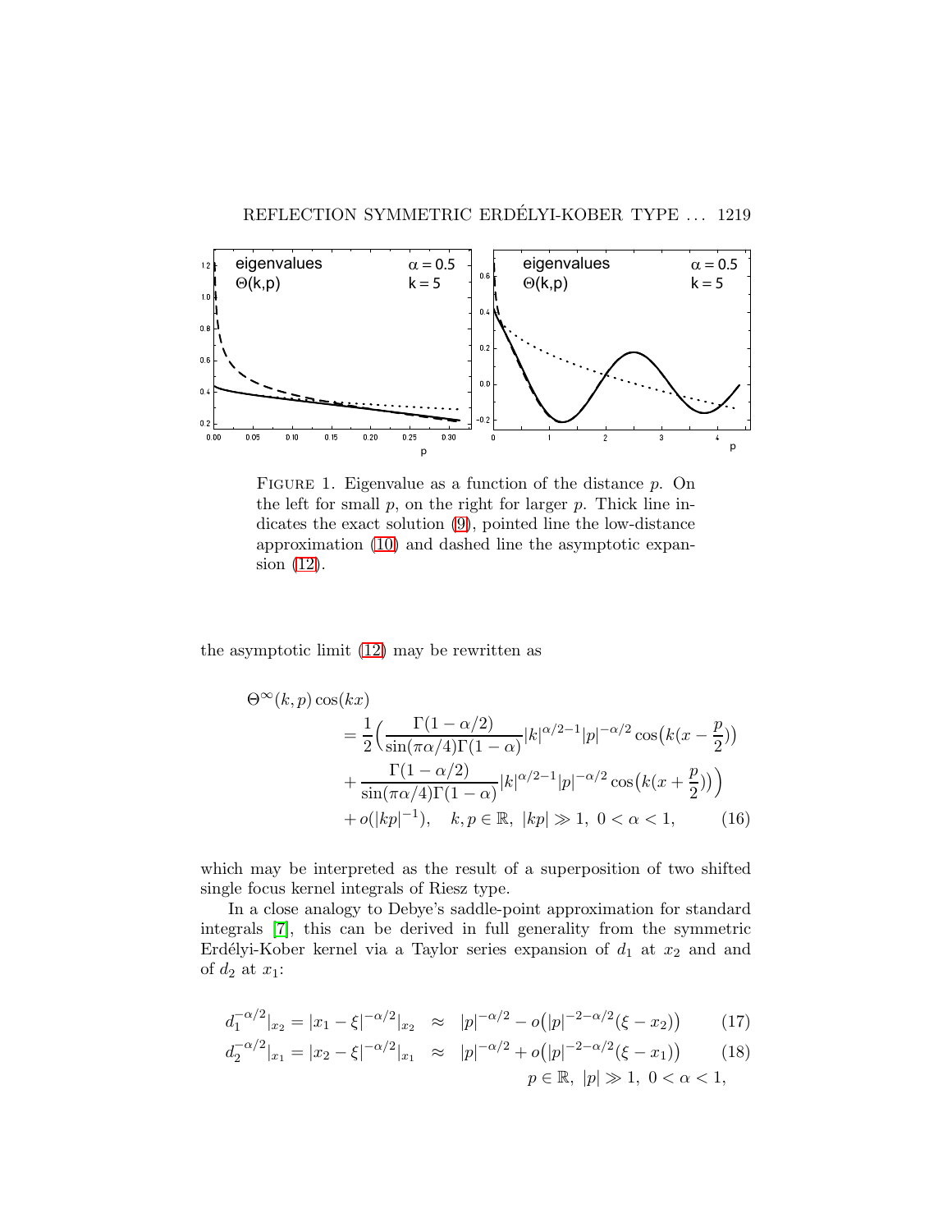FIGURE 1. Eigenvalue as a function of the distance $p$. On the left for small $p$, on the right for larger $p$. Thick line indicates the exact solution (9), pointed line the low-distance approximation (10) and dashed line the asymptotic expansion (12).

the asymptotic limit (12) may be rewritten as

$$
\begin{aligned}
\Theta^{\infty}(k,p)\cos(kx) \\
&= \frac{1}{2}\Big(\frac{\Gamma(1-\alpha/2)}{\sin(\pi\alpha/4)\Gamma(1-\alpha)}|k|^{\alpha/2-1}|p|^{-\alpha/2}\cos\big(k(x-\frac{p}{2})\big) \\
&+ \frac{\Gamma(1-\alpha/2)}{\sin(\pi\alpha/4)\Gamma(1-\alpha)}|k|^{\alpha/2-1}|p|^{-\alpha/2}\cos\big(k(x+\frac{p}{2})\big)\Big) \\
&+ o(|kp|^{-1}), \quad k,p\in\mathbb{R},\ |kp|\gg 1,\ 0<\alpha<1, \qquad (16)
\end{aligned}
$$

which may be interpreted as the result of a superposition of two shifted single focus kernel integrals of Riesz type.

In a close analogy to Debye's saddle-point approximation for standard integrals [7], this can be derived in full generality from the symmetric Erdélyi-Kober kernel via a Taylor series expansion of $d_1$ at $x_2$ and and of $d_2$ at $x_1$:

$$
d_1^{-\alpha/2}|_{x_2} = |x_1-\xi|^{-\alpha/2}|_{x_2} \;\approx\; |p|^{-\alpha/2} - o\big(|p|^{-2-\alpha/2}(\xi-x_2)\big) \qquad (17)
$$

$$
d_2^{-\alpha/2}|_{x_1} = |x_2-\xi|^{-\alpha/2}|_{x_1} \;\approx\; |p|^{-\alpha/2} + o\big(|p|^{-2-\alpha/2}(\xi-x_1)\big) \qquad (18)
$$

$$
p\in\mathbb{R},\ |p|\gg 1,\ 0<\alpha<1,
$$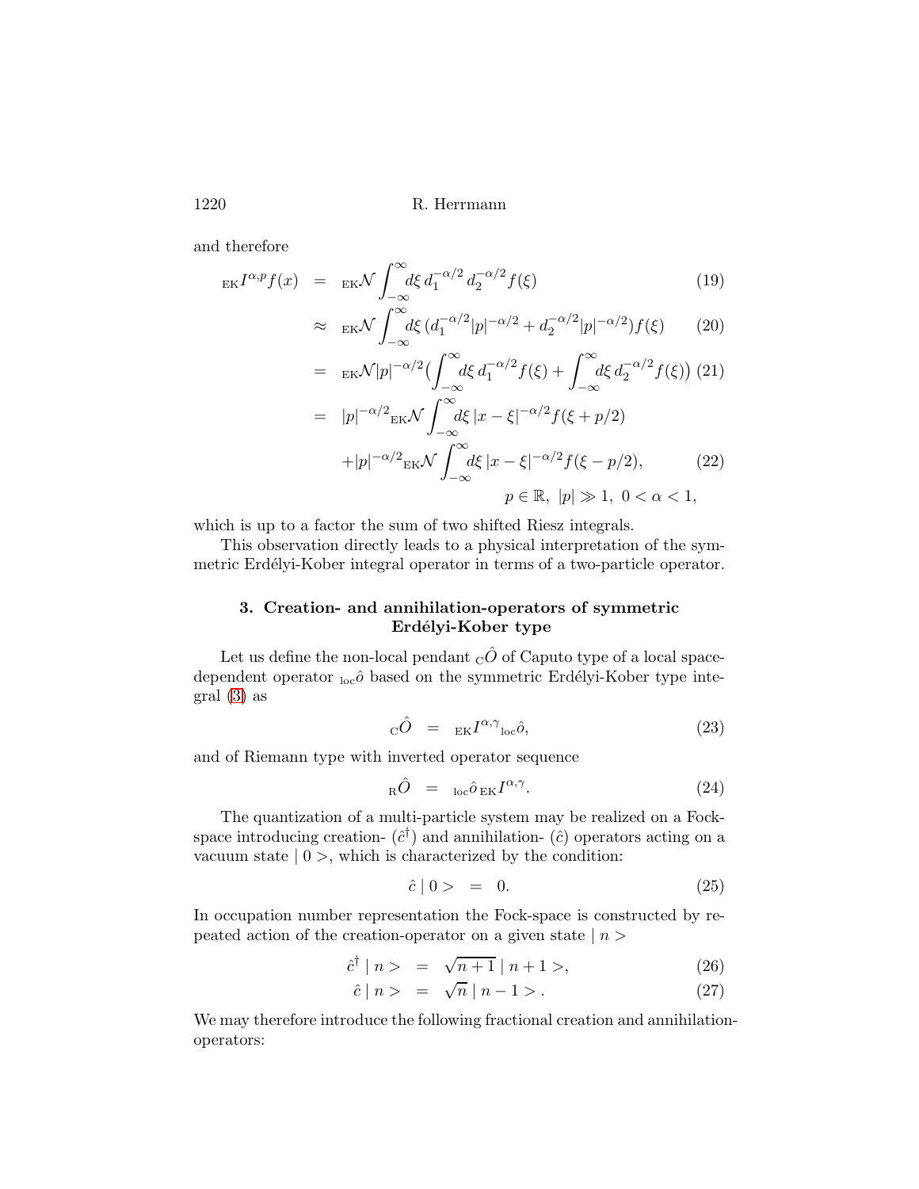and therefore

$$
\begin{aligned}
{}_{\text{EK}}I^{\alpha,p} f(x) &= {}_{\text{EK}}\mathcal{N} \int_{-\infty}^{\infty} d\xi \, d_1^{-\alpha/2} \, d_2^{-\alpha/2} f(\xi) && (19) \\
&\approx {}_{\text{EK}}\mathcal{N} \int_{-\infty}^{\infty} d\xi \, (d_1^{-\alpha/2} |p|^{-\alpha/2} + d_2^{-\alpha/2} |p|^{-\alpha/2}) f(\xi) && (20) \\
&= {}_{\text{EK}}\mathcal{N} |p|^{-\alpha/2} \Big( \int_{-\infty}^{\infty} d\xi \, d_1^{-\alpha/2} f(\xi) + \int_{-\infty}^{\infty} d\xi \, d_2^{-\alpha/2} f(\xi) \Big) && (21) \\
&= |p|^{-\alpha/2} {}_{\text{EK}}\mathcal{N} \int_{-\infty}^{\infty} d\xi \, |x-\xi|^{-\alpha/2} f(\xi + p/2) \\
&\quad + |p|^{-\alpha/2} {}_{\text{EK}}\mathcal{N} \int_{-\infty}^{\infty} d\xi \, |x-\xi|^{-\alpha/2} f(\xi - p/2), && (22) \\
&\qquad p \in \mathbb{R}, \ |p| \gg 1, \ 0 < \alpha < 1,
\end{aligned}
$$

which is up to a factor the sum of two shifted Riesz integrals.

This observation directly leads to a physical interpretation of the symmetric Erdélyi-Kober integral operator in terms of a two-particle operator.

## 3. Creation- and annihilation-operators of symmetric Erdélyi-Kober type

Let us define the non-local pendant ${}_{\text{C}}\hat{O}$ of Caputo type of a local space-dependent operator ${}_{\text{loc}}\hat{o}$ based on the symmetric Erdélyi-Kober type integral (3) as

$$
{}_{\text{C}}\hat{O} = {}_{\text{EK}}I^{\alpha,\gamma} {}_{\text{loc}}\hat{o}, \tag{23}
$$

and of Riemann type with inverted operator sequence

$$
{}_{\text{R}}\hat{O} = {}_{\text{loc}}\hat{o} \, {}_{\text{EK}}I^{\alpha,\gamma}. \tag{24}
$$

The quantization of a multi-particle system may be realized on a Fock-space introducing creation- ($\hat{c}^\dagger$) and annihilation- ($\hat{c}$) operators acting on a vacuum state $\mid 0 >$, which is characterized by the condition:

$$
\hat{c} \mid 0 > = 0. \tag{25}
$$

In occupation number representation the Fock-space is constructed by repeated action of the creation-operator on a given state $\mid n >$

$$
\begin{aligned}
\hat{c}^\dagger \mid n > &= \sqrt{n+1} \mid n+1 >, && (26) \\
\hat{c} \mid n > &= \sqrt{n} \mid n-1 > . && (27)
\end{aligned}
$$

We may therefore introduce the following fractional creation and annihilation-operators: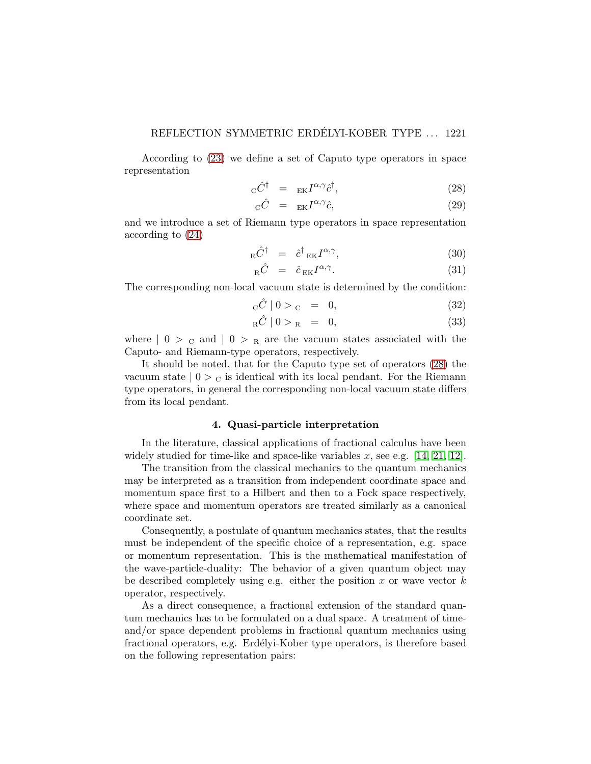According to (23) we define a set of Caputo type operators in space representation

$$
{}_{\mathrm{C}}\hat{C}^{\dagger} = {}_{\mathrm{EK}}I^{\alpha,\gamma}\hat{c}^{\dagger}, \tag{28}
$$

$$
{}_{\mathrm{C}}\hat{C} = {}_{\mathrm{EK}}I^{\alpha,\gamma}\hat{c}, \tag{29}
$$

and we introduce a set of Riemann type operators in space representation according to (24)

$$
{}_{\mathrm{R}}\hat{C}^{\dagger} = \hat{c}^{\dagger}\,{}_{\mathrm{EK}}I^{\alpha,\gamma}, \tag{30}
$$

$$
{}_{\mathrm{R}}\hat{C} = \hat{c}\,{}_{\mathrm{EK}}I^{\alpha,\gamma}. \tag{31}
$$

The corresponding non-local vacuum state is determined by the condition:

$$
{}_{\mathrm{C}}\hat{C} \mid 0 >_{\mathrm{C}} = 0, \tag{32}
$$

$$
{}_{\mathrm{R}}\hat{C} \mid 0 >_{\mathrm{R}} = 0, \tag{33}
$$

where $\mid 0 >_{\mathrm{C}}$ and $\mid 0 >_{\mathrm{R}}$ are the vacuum states associated with the Caputo- and Riemann-type operators, respectively.

It should be noted, that for the Caputo type set of operators (28) the vacuum state $\mid 0 >_{\mathrm{C}}$ is identical with its local pendant. For the Riemann type operators, in general the corresponding non-local vacuum state differs from its local pendant.

## 4. Quasi-particle interpretation

In the literature, classical applications of fractional calculus have been widely studied for time-like and space-like variables $x$, see e.g. [14, 21, 12].

The transition from the classical mechanics to the quantum mechanics may be interpreted as a transition from independent coordinate space and momentum space first to a Hilbert and then to a Fock space respectively, where space and momentum operators are treated similarly as a canonical coordinate set.

Consequently, a postulate of quantum mechanics states, that the results must be independent of the specific choice of a representation, e.g. space or momentum representation. This is the mathematical manifestation of the wave-particle-duality: The behavior of a given quantum object may be described completely using e.g. either the position $x$ or wave vector $k$ operator, respectively.

As a direct consequence, a fractional extension of the standard quantum mechanics has to be formulated on a dual space. A treatment of time- and/or space dependent problems in fractional quantum mechanics using fractional operators, e.g. Erdélyi-Kober type operators, is therefore based on the following representation pairs: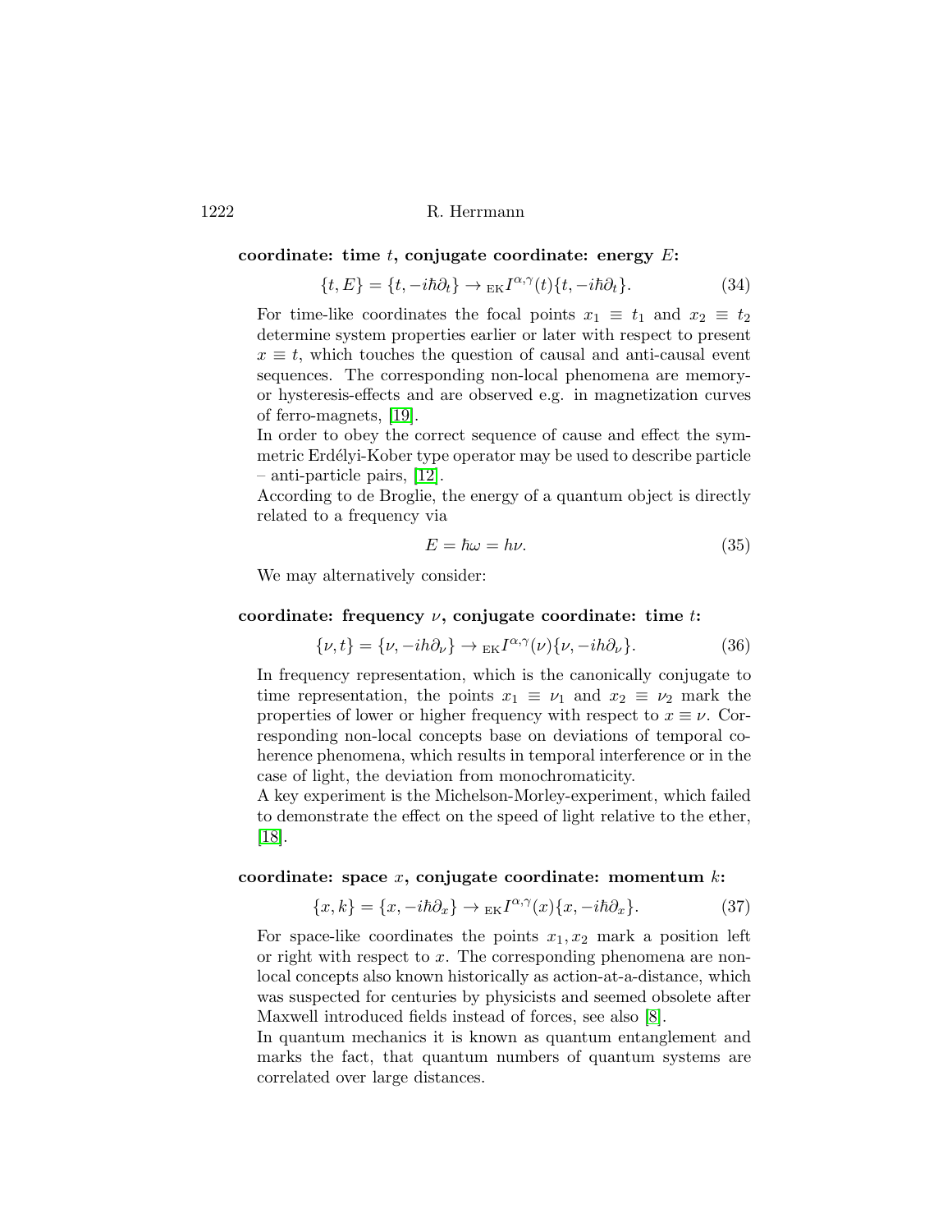**coordinate: time $t$, conjugate coordinate: energy $E$:**

$$\{t, E\} = \{t, -i\hbar\partial_t\} \rightarrow {}_{\text{EK}}I^{\alpha,\gamma}(t)\{t, -i\hbar\partial_t\}. \tag{34}$$

For time-like coordinates the focal points $x_1 \equiv t_1$ and $x_2 \equiv t_2$ determine system properties earlier or later with respect to present $x \equiv t$, which touches the question of causal and anti-causal event sequences. The corresponding non-local phenomena are memory- or hysteresis-effects and are observed e.g. in magnetization curves of ferro-magnets, [19].

In order to obey the correct sequence of cause and effect the symmetric Erdélyi-Kober type operator may be used to describe particle – anti-particle pairs, [12].

According to de Broglie, the energy of a quantum object is directly related to a frequency via

$$E = \hbar\omega = h\nu. \tag{35}$$

We may alternatively consider:

**coordinate: frequency $\nu$, conjugate coordinate: time $t$:**

$$\{\nu, t\} = \{\nu, -ih\partial_\nu\} \rightarrow {}_{\text{EK}}I^{\alpha,\gamma}(\nu)\{\nu, -ih\partial_\nu\}. \tag{36}$$

In frequency representation, which is the canonically conjugate to time representation, the points $x_1 \equiv \nu_1$ and $x_2 \equiv \nu_2$ mark the properties of lower or higher frequency with respect to $x \equiv \nu$. Corresponding non-local concepts base on deviations of temporal coherence phenomena, which results in temporal interference or in the case of light, the deviation from monochromaticity.

A key experiment is the Michelson-Morley-experiment, which failed to demonstrate the effect on the speed of light relative to the ether, [18].

**coordinate: space $x$, conjugate coordinate: momentum $k$:**

$$\{x, k\} = \{x, -i\hbar\partial_x\} \rightarrow {}_{\text{EK}}I^{\alpha,\gamma}(x)\{x, -i\hbar\partial_x\}. \tag{37}$$

For space-like coordinates the points $x_1, x_2$ mark a position left or right with respect to $x$. The corresponding phenomena are non-local concepts also known historically as action-at-a-distance, which was suspected for centuries by physicists and seemed obsolete after Maxwell introduced fields instead of forces, see also [8].

In quantum mechanics it is known as quantum entanglement and marks the fact, that quantum numbers of quantum systems are correlated over large distances.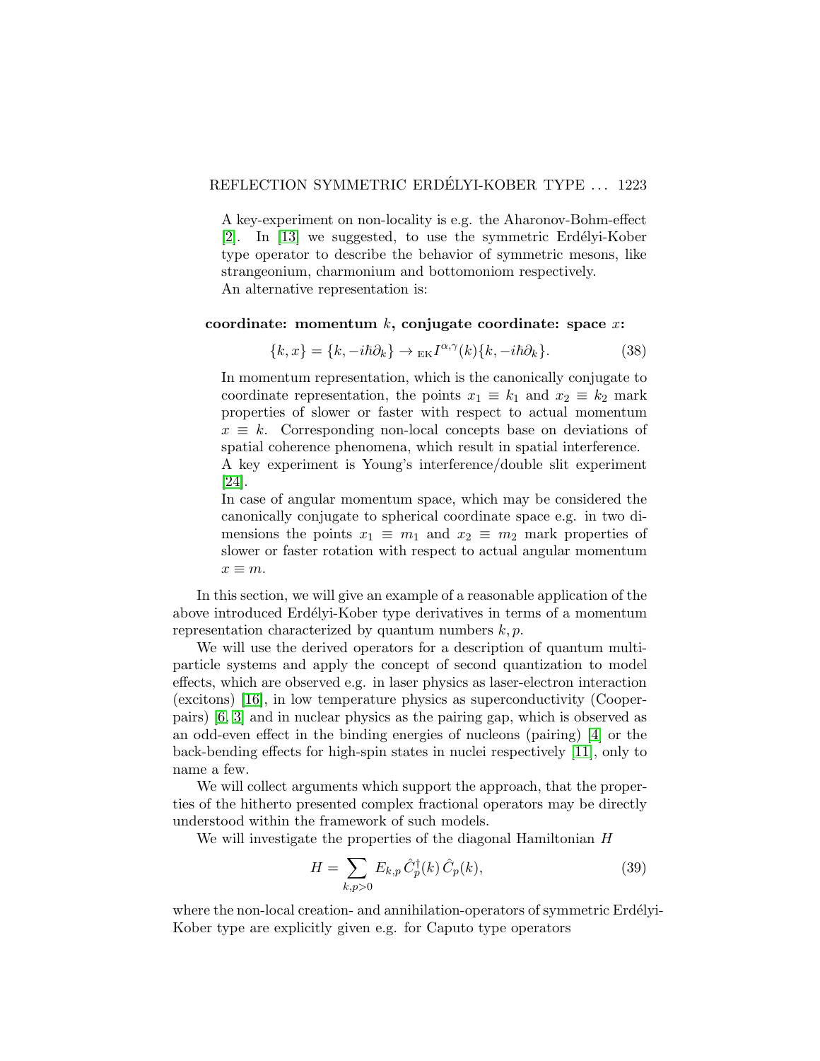A key-experiment on non-locality is e.g. the Aharonov-Bohm-effect [2]. In [13] we suggested, to use the symmetric Erdélyi-Kober type operator to describe the behavior of symmetric mesons, like strangeonium, charmonium and bottomoniom respectively.
An alternative representation is:

**coordinate: momentum $k$, conjugate coordinate: space $x$:**

$$\{k, x\} = \{k, -i\hbar\partial_k\} \rightarrow {}_{\mathrm{EK}}I^{\alpha,\gamma}(k)\{k, -i\hbar\partial_k\}. \tag{38}$$

In momentum representation, which is the canonically conjugate to coordinate representation, the points $x_1 \equiv k_1$ and $x_2 \equiv k_2$ mark properties of slower or faster with respect to actual momentum $x \equiv k$. Corresponding non-local concepts base on deviations of spatial coherence phenomena, which result in spatial interference.
A key experiment is Young's interference/double slit experiment [24].
In case of angular momentum space, which may be considered the canonically conjugate to spherical coordinate space e.g. in two dimensions the points $x_1 \equiv m_1$ and $x_2 \equiv m_2$ mark properties of slower or faster rotation with respect to actual angular momentum $x \equiv m$.

In this section, we will give an example of a reasonable application of the above introduced Erdélyi-Kober type derivatives in terms of a momentum representation characterized by quantum numbers $k, p$.

We will use the derived operators for a description of quantum multi-particle systems and apply the concept of second quantization to model effects, which are observed e.g. in laser physics as laser-electron interaction (excitons) [16], in low temperature physics as superconductivity (Cooper-pairs) [6, 3] and in nuclear physics as the pairing gap, which is observed as an odd-even effect in the binding energies of nucleons (pairing) [4] or the back-bending effects for high-spin states in nuclei respectively [11], only to name a few.

We will collect arguments which support the approach, that the properties of the hitherto presented complex fractional operators may be directly understood within the framework of such models.

We will investigate the properties of the diagonal Hamiltonian $H$

$$H = \sum_{k,p>0} E_{k,p}\, \hat{C}_p^\dagger(k)\, \hat{C}_p(k), \tag{39}$$

where the non-local creation- and annihilation-operators of symmetric Erdélyi-Kober type are explicitly given e.g. for Caputo type operators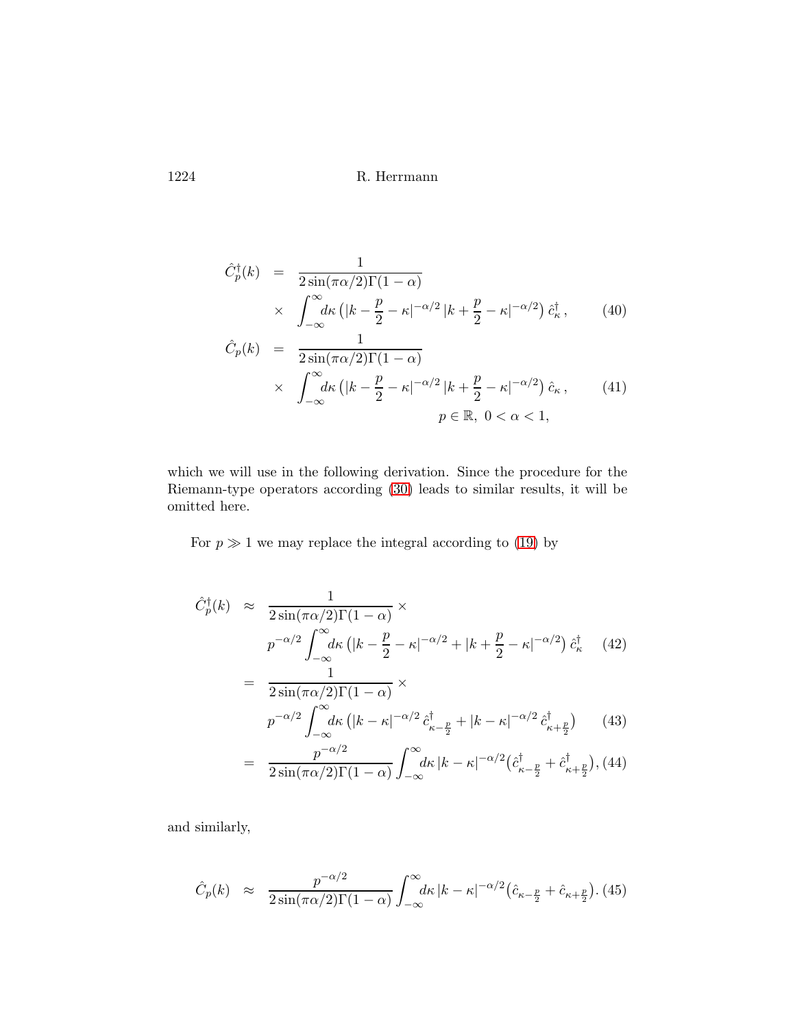$$
\begin{aligned}
\hat{C}_p^\dagger(k) &= \frac{1}{2\sin(\pi\alpha/2)\Gamma(1-\alpha)} \\
&\times \int_{-\infty}^{\infty} d\kappa \left( |k - \frac{p}{2} - \kappa|^{-\alpha/2} \, |k + \frac{p}{2} - \kappa|^{-\alpha/2} \right) \hat{c}_\kappa^\dagger \,, \qquad (40) \\
\hat{C}_p(k) &= \frac{1}{2\sin(\pi\alpha/2)\Gamma(1-\alpha)} \\
&\times \int_{-\infty}^{\infty} d\kappa \left( |k - \frac{p}{2} - \kappa|^{-\alpha/2} \, |k + \frac{p}{2} - \kappa|^{-\alpha/2} \right) \hat{c}_\kappa \,, \qquad (41) \\
& \qquad p \in \mathbb{R}, \; 0 < \alpha < 1,
\end{aligned}
$$

which we will use in the following derivation. Since the procedure for the Riemann-type operators according (30) leads to similar results, it will be omitted here.

For $p \gg 1$ we may replace the integral according to (19) by

$$
\begin{aligned}
\hat{C}_p^\dagger(k) &\approx \frac{1}{2\sin(\pi\alpha/2)\Gamma(1-\alpha)} \times \\
& \quad p^{-\alpha/2} \int_{-\infty}^{\infty} d\kappa \left( |k - \frac{p}{2} - \kappa|^{-\alpha/2} + |k + \frac{p}{2} - \kappa|^{-\alpha/2} \right) \hat{c}_\kappa^\dagger \qquad (42) \\
&= \frac{1}{2\sin(\pi\alpha/2)\Gamma(1-\alpha)} \times \\
& \quad p^{-\alpha/2} \int_{-\infty}^{\infty} d\kappa \left( |k - \kappa|^{-\alpha/2} \, \hat{c}_{\kappa - \frac{p}{2}}^\dagger + |k - \kappa|^{-\alpha/2} \, \hat{c}_{\kappa + \frac{p}{2}}^\dagger \right) \qquad (43) \\
&= \frac{p^{-\alpha/2}}{2\sin(\pi\alpha/2)\Gamma(1-\alpha)} \int_{-\infty}^{\infty} d\kappa \, |k - \kappa|^{-\alpha/2} \left( \hat{c}_{\kappa - \frac{p}{2}}^\dagger + \hat{c}_{\kappa + \frac{p}{2}}^\dagger \right), \qquad (44)
\end{aligned}
$$

and similarly,

$$
\hat{C}_p(k) \approx \frac{p^{-\alpha/2}}{2\sin(\pi\alpha/2)\Gamma(1-\alpha)} \int_{-\infty}^{\infty} d\kappa \, |k - \kappa|^{-\alpha/2} \left( \hat{c}_{\kappa - \frac{p}{2}} + \hat{c}_{\kappa + \frac{p}{2}} \right). \qquad (45)
$$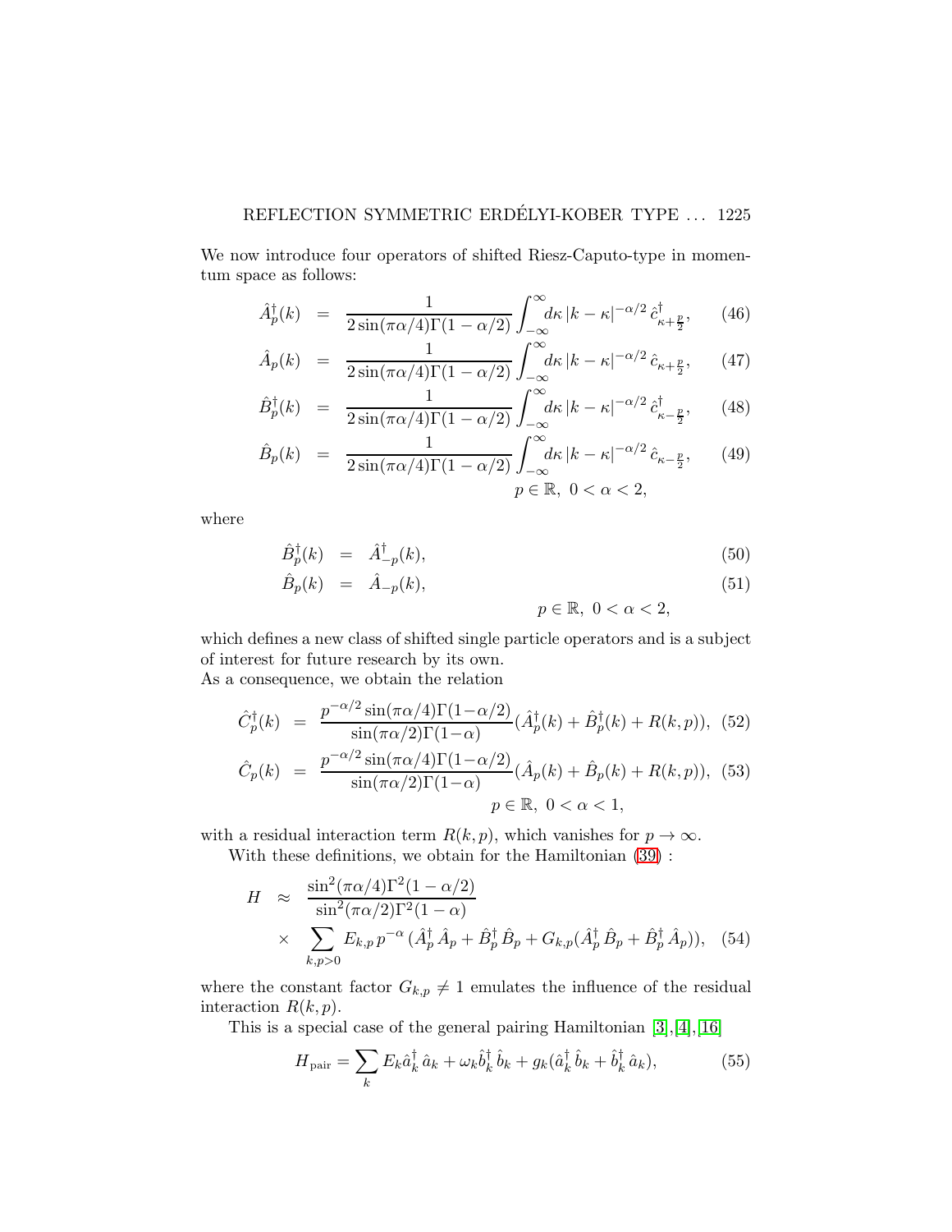We now introduce four operators of shifted Riesz-Caputo-type in momentum space as follows:

$$\hat{A}_p^\dagger(k) = \frac{1}{2\sin(\pi\alpha/4)\Gamma(1-\alpha/2)} \int_{-\infty}^{\infty} d\kappa \, |k-\kappa|^{-\alpha/2} \, \hat{c}^\dagger_{\kappa+\frac{p}{2}}, \quad (46)$$

$$\hat{A}_p(k) = \frac{1}{2\sin(\pi\alpha/4)\Gamma(1-\alpha/2)} \int_{-\infty}^{\infty} d\kappa \, |k-\kappa|^{-\alpha/2} \, \hat{c}_{\kappa+\frac{p}{2}}, \quad (47)$$

$$\hat{B}_p^\dagger(k) = \frac{1}{2\sin(\pi\alpha/4)\Gamma(1-\alpha/2)} \int_{-\infty}^{\infty} d\kappa \, |k-\kappa|^{-\alpha/2} \, \hat{c}^\dagger_{\kappa-\frac{p}{2}}, \quad (48)$$

$$\hat{B}_p(k) = \frac{1}{2\sin(\pi\alpha/4)\Gamma(1-\alpha/2)} \int_{-\infty}^{\infty} d\kappa \, |k-\kappa|^{-\alpha/2} \, \hat{c}_{\kappa-\frac{p}{2}}, \quad (49)$$

$$p \in \mathbb{R}, \; 0 < \alpha < 2,$$

where

$$\hat{B}_p^\dagger(k) = \hat{A}_{-p}^\dagger(k), \quad (50)$$

$$\hat{B}_p(k) = \hat{A}_{-p}(k), \quad (51)$$

$$p \in \mathbb{R}, \; 0 < \alpha < 2,$$

which defines a new class of shifted single particle operators and is a subject of interest for future research by its own.
As a consequence, we obtain the relation

$$\hat{C}_p^\dagger(k) = \frac{p^{-\alpha/2}\sin(\pi\alpha/4)\Gamma(1-\alpha/2)}{\sin(\pi\alpha/2)\Gamma(1-\alpha)} (\hat{A}_p^\dagger(k) + \hat{B}_p^\dagger(k) + R(k,p)), \quad (52)$$

$$\hat{C}_p(k) = \frac{p^{-\alpha/2}\sin(\pi\alpha/4)\Gamma(1-\alpha/2)}{\sin(\pi\alpha/2)\Gamma(1-\alpha)} (\hat{A}_p(k) + \hat{B}_p(k) + R(k,p)), \quad (53)$$

$$p \in \mathbb{R}, \; 0 < \alpha < 1,$$

with a residual interaction term $R(k,p)$, which vanishes for $p \to \infty$.

With these definitions, we obtain for the Hamiltonian (39) :

$$H \approx \frac{\sin^2(\pi\alpha/4)\Gamma^2(1-\alpha/2)}{\sin^2(\pi\alpha/2)\Gamma^2(1-\alpha)} \times \sum_{k,p>0} E_{k,p} \, p^{-\alpha} \, (\hat{A}_p^\dagger \, \hat{A}_p + \hat{B}_p^\dagger \, \hat{B}_p + G_{k,p}(\hat{A}_p^\dagger \, \hat{B}_p + \hat{B}_p^\dagger \, \hat{A}_p)), \quad (54)$$

where the constant factor $G_{k,p} \neq 1$ emulates the influence of the residual interaction $R(k,p)$.

This is a special case of the general pairing Hamiltonian [3],[4],[16]

$$H_{\text{pair}} = \sum_k E_k \hat{a}_k^\dagger \, \hat{a}_k + \omega_k \hat{b}_k^\dagger \, \hat{b}_k + g_k(\hat{a}_k^\dagger \, \hat{b}_k + \hat{b}_k^\dagger \, \hat{a}_k), \quad (55)$$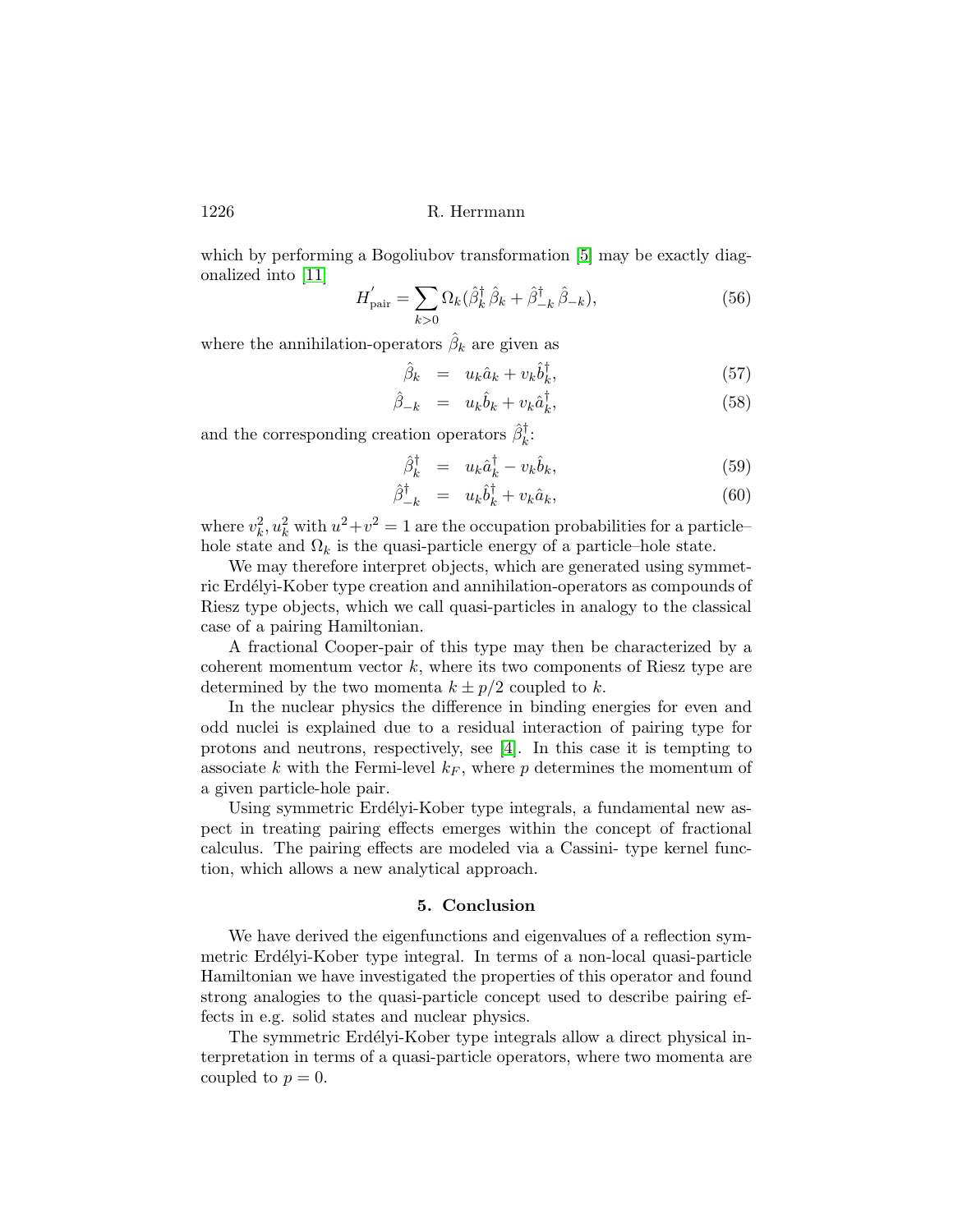which by performing a Bogoliubov transformation [5] may be exactly diagonalized into [11]

$$H'_{\text{pair}} = \sum_{k>0} \Omega_k (\hat{\beta}_k^\dagger \hat{\beta}_k + \hat{\beta}_{-k}^\dagger \hat{\beta}_{-k}), \tag{56}$$

where the annihilation-operators $\hat{\beta}_k$ are given as

$$\hat{\beta}_k = u_k \hat{a}_k + v_k \hat{b}_k^\dagger, \tag{57}$$

$$\hat{\beta}_{-k} = u_k \hat{b}_k + v_k \hat{a}_k^\dagger, \tag{58}$$

and the corresponding creation operators $\hat{\beta}_k^\dagger$:

$$\hat{\beta}_k^\dagger = u_k \hat{a}_k^\dagger - v_k \hat{b}_k, \tag{59}$$

$$\hat{\beta}_{-k}^\dagger = u_k \hat{b}_k^\dagger + v_k \hat{a}_k, \tag{60}$$

where $v_k^2, u_k^2$ with $u^2 + v^2 = 1$ are the occupation probabilities for a particle–hole state and $\Omega_k$ is the quasi-particle energy of a particle–hole state.

We may therefore interpret objects, which are generated using symmetric Erdélyi-Kober type creation and annihilation-operators as compounds of Riesz type objects, which we call quasi-particles in analogy to the classical case of a pairing Hamiltonian.

A fractional Cooper-pair of this type may then be characterized by a coherent momentum vector $k$, where its two components of Riesz type are determined by the two momenta $k \pm p/2$ coupled to $k$.

In the nuclear physics the difference in binding energies for even and odd nuclei is explained due to a residual interaction of pairing type for protons and neutrons, respectively, see [4]. In this case it is tempting to associate $k$ with the Fermi-level $k_F$, where $p$ determines the momentum of a given particle-hole pair.

Using symmetric Erdélyi-Kober type integrals, a fundamental new aspect in treating pairing effects emerges within the concept of fractional calculus. The pairing effects are modeled via a Cassini- type kernel function, which allows a new analytical approach.

## 5. Conclusion

We have derived the eigenfunctions and eigenvalues of a reflection symmetric Erdélyi-Kober type integral. In terms of a non-local quasi-particle Hamiltonian we have investigated the properties of this operator and found strong analogies to the quasi-particle concept used to describe pairing effects in e.g. solid states and nuclear physics.

The symmetric Erdélyi-Kober type integrals allow a direct physical interpretation in terms of a quasi-particle operators, where two momenta are coupled to $p = 0$.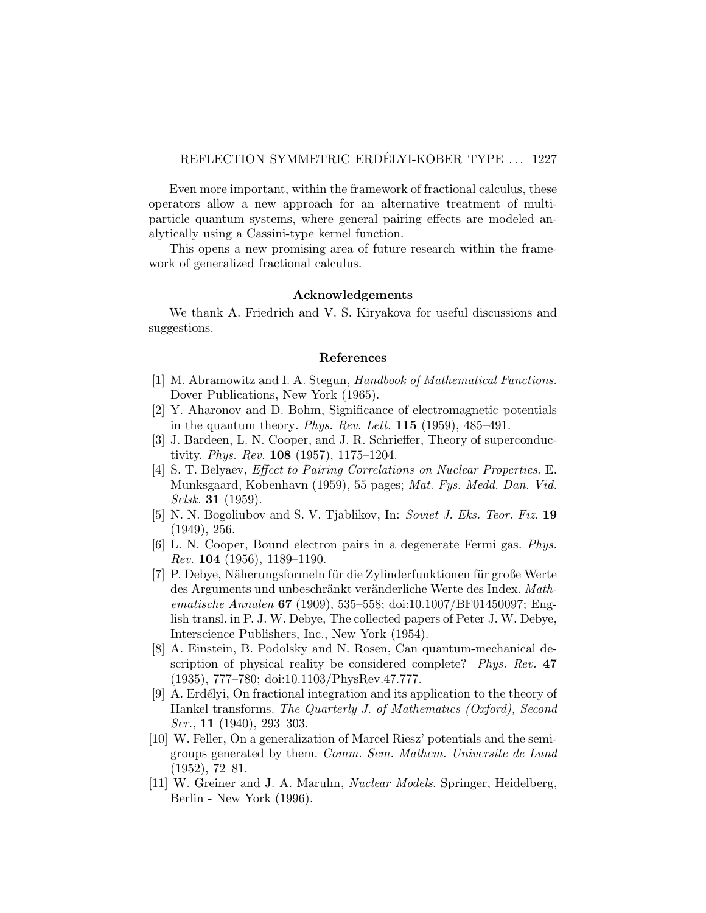Even more important, within the framework of fractional calculus, these operators allow a new approach for an alternative treatment of multi-particle quantum systems, where general pairing effects are modeled analytically using a Cassini-type kernel function.

This opens a new promising area of future research within the framework of generalized fractional calculus.

## Acknowledgements

We thank A. Friedrich and V. S. Kiryakova for useful discussions and suggestions.

## References

[1] M. Abramowitz and I. A. Stegun, *Handbook of Mathematical Functions*. Dover Publications, New York (1965).

[2] Y. Aharonov and D. Bohm, Significance of electromagnetic potentials in the quantum theory. *Phys. Rev. Lett.* **115** (1959), 485–491.

[3] J. Bardeen, L. N. Cooper, and J. R. Schrieffer, Theory of superconductivity. *Phys. Rev.* **108** (1957), 1175–1204.

[4] S. T. Belyaev, *Effect to Pairing Correlations on Nuclear Properties*. E. Munksgaard, Kobenhavn (1959), 55 pages; *Mat. Fys. Medd. Dan. Vid. Selsk.* **31** (1959).

[5] N. N. Bogoliubov and S. V. Tjablikov, In: *Soviet J. Eks. Teor. Fiz.* **19** (1949), 256.

[6] L. N. Cooper, Bound electron pairs in a degenerate Fermi gas. *Phys. Rev.* **104** (1956), 1189–1190.

[7] P. Debye, Näherungsformeln für die Zylinderfunktionen für große Werte des Arguments und unbeschränkt veränderliche Werte des Index. *Mathematische Annalen* **67** (1909), 535–558; doi:10.1007/BF01450097; English transl. in P. J. W. Debye, The collected papers of Peter J. W. Debye, Interscience Publishers, Inc., New York (1954).

[8] A. Einstein, B. Podolsky and N. Rosen, Can quantum-mechanical description of physical reality be considered complete? *Phys. Rev.* **47** (1935), 777–780; doi:10.1103/PhysRev.47.777.

[9] A. Erdélyi, On fractional integration and its application to the theory of Hankel transforms. *The Quarterly J. of Mathematics (Oxford), Second Ser.*, **11** (1940), 293–303.

[10] W. Feller, On a generalization of Marcel Riesz' potentials and the semi-groups generated by them. *Comm. Sem. Mathem. Universite de Lund* (1952), 72–81.

[11] W. Greiner and J. A. Maruhn, *Nuclear Models*. Springer, Heidelberg, Berlin - New York (1996).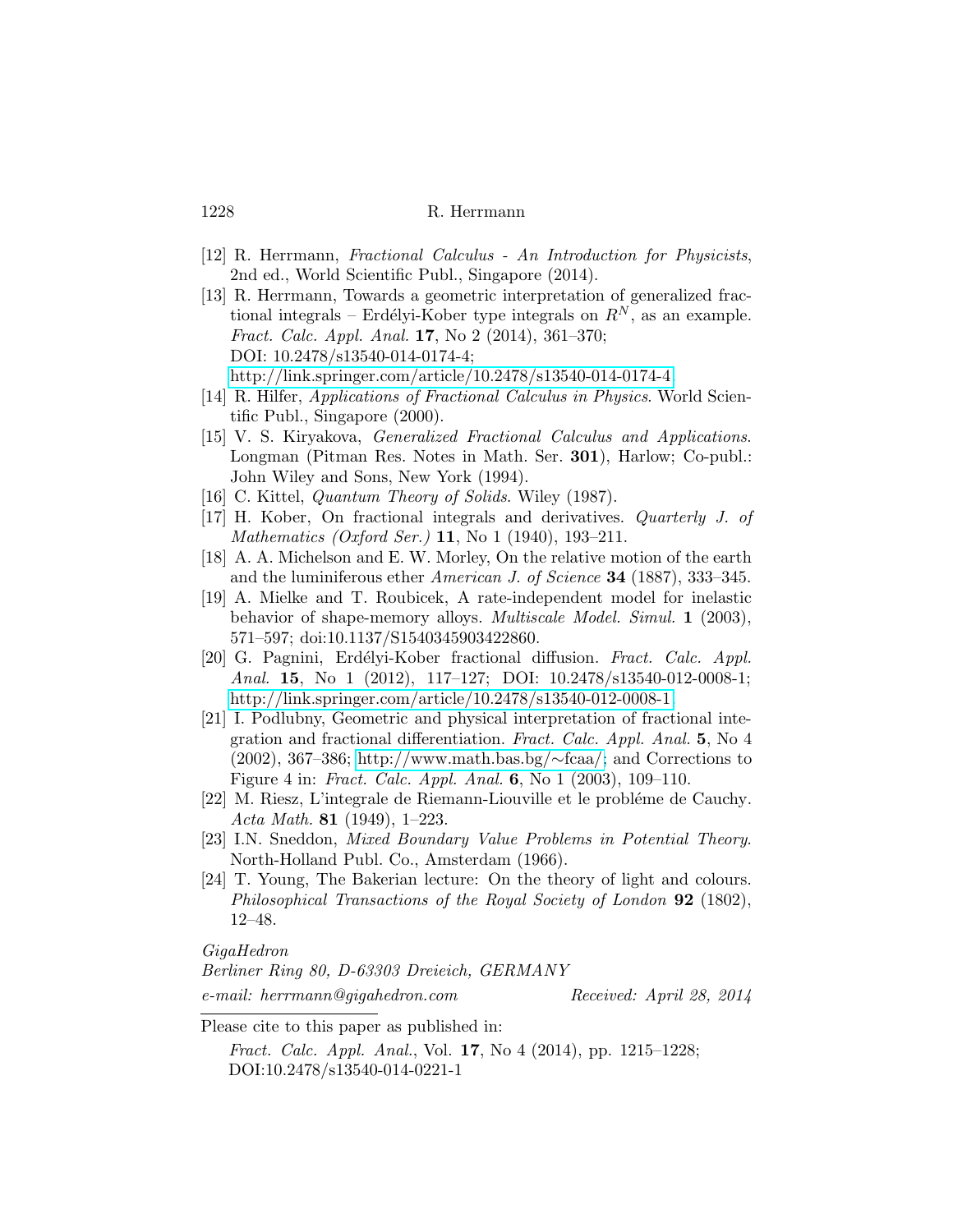[12] R. Herrmann, *Fractional Calculus - An Introduction for Physicists*, 2nd ed., World Scientific Publ., Singapore (2014).

[13] R. Herrmann, Towards a geometric interpretation of generalized fractional integrals – Erdélyi-Kober type integrals on $R^N$, as an example. *Fract. Calc. Appl. Anal.* **17**, No 2 (2014), 361–370; DOI: 10.2478/s13540-014-0174-4; http://link.springer.com/article/10.2478/s13540-014-0174-4

[14] R. Hilfer, *Applications of Fractional Calculus in Physics*. World Scientific Publ., Singapore (2000).

[15] V. S. Kiryakova, *Generalized Fractional Calculus and Applications*. Longman (Pitman Res. Notes in Math. Ser. **301**), Harlow; Co-publ.: John Wiley and Sons, New York (1994).

[16] C. Kittel, *Quantum Theory of Solids*. Wiley (1987).

[17] H. Kober, On fractional integrals and derivatives. *Quarterly J. of Mathematics (Oxford Ser.)* **11**, No 1 (1940), 193–211.

[18] A. A. Michelson and E. W. Morley, On the relative motion of the earth and the luminiferous ether *American J. of Science* **34** (1887), 333–345.

[19] A. Mielke and T. Roubicek, A rate-independent model for inelastic behavior of shape-memory alloys. *Multiscale Model. Simul.* **1** (2003), 571–597; doi:10.1137/S1540345903422860.

[20] G. Pagnini, Erdélyi-Kober fractional diffusion. *Fract. Calc. Appl. Anal.* **15**, No 1 (2012), 117–127; DOI: 10.2478/s13540-012-0008-1; http://link.springer.com/article/10.2478/s13540-012-0008-1

[21] I. Podlubny, Geometric and physical interpretation of fractional integration and fractional differentiation. *Fract. Calc. Appl. Anal.* **5**, No 4 (2002), 367–386; http://www.math.bas.bg/∼fcaa/; and Corrections to Figure 4 in: *Fract. Calc. Appl. Anal.* **6**, No 1 (2003), 109–110.

[22] M. Riesz, L'integrale de Riemann-Liouville et le probléme de Cauchy. *Acta Math.* **81** (1949), 1–223.

[23] I.N. Sneddon, *Mixed Boundary Value Problems in Potential Theory*. North-Holland Publ. Co., Amsterdam (1966).

[24] T. Young, The Bakerian lecture: On the theory of light and colours. *Philosophical Transactions of the Royal Society of London* **92** (1802), 12–48.

*GigaHedron*
*Berliner Ring 80, D-63303 Dreieich, GERMANY*
*e-mail: herrmann@gigahedron.com* *Received: April 28, 2014*

Please cite to this paper as published in:

*Fract. Calc. Appl. Anal.*, Vol. **17**, No 4 (2014), pp. 1215–1228; DOI:10.2478/s13540-014-0221-1